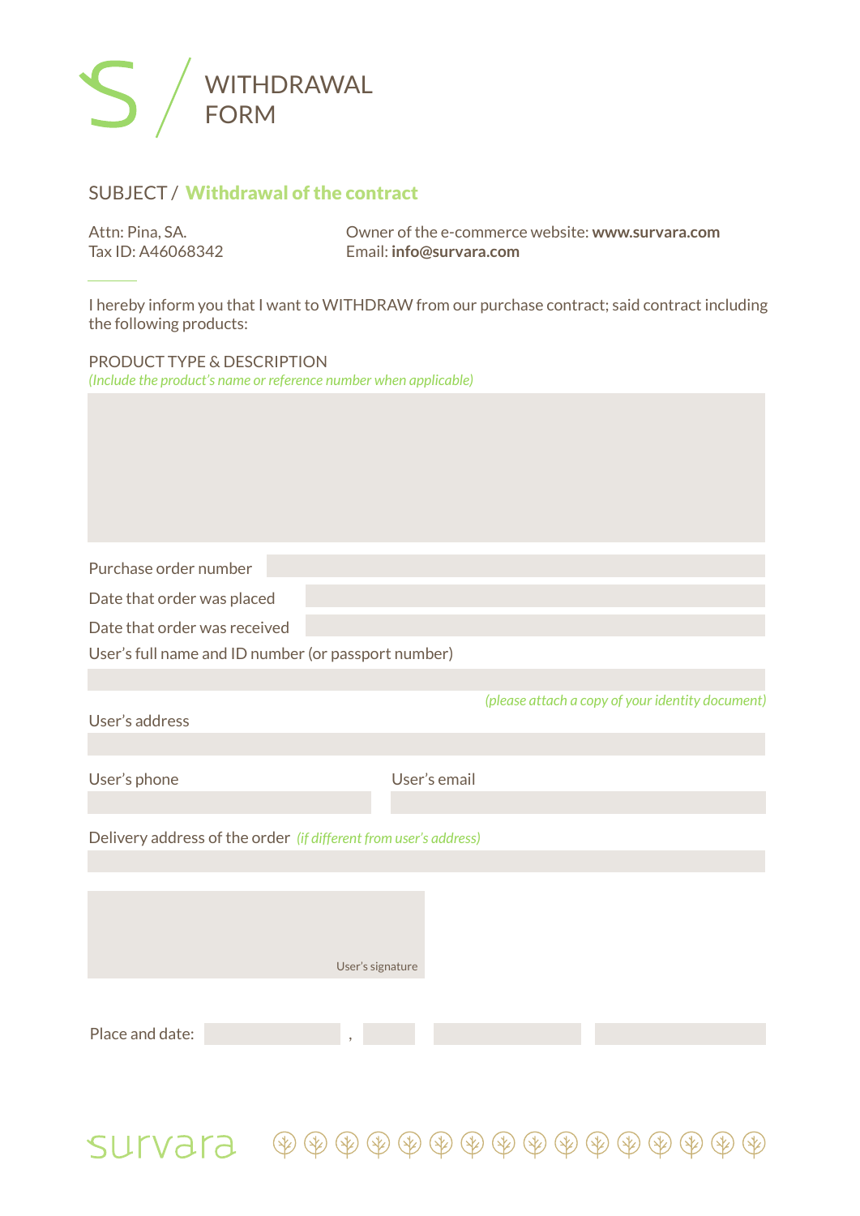# WITHDRAWAL FORM

## SUBJECT / **Withdrawal of the contract**

Attn: Pina, SA.
Tax ID: A46068342

Owner of the e-commerce website: **www.survara.com**
Email: **info@survara.com**

I hereby inform you that I want to WITHDRAW from our purchase contract; said contract including the following products:

PRODUCT TYPE & DESCRIPTION
*(Include the product's name or reference number when applicable)*

Purchase order number

Date that order was placed

Date that order was received

User's full name and ID number (or passport number)

*(please attach a copy of your identity document)*

User's address

User's phone

User's email

Delivery address of the order *(if different from user's address)*

User's signature

Place and date: ,

survara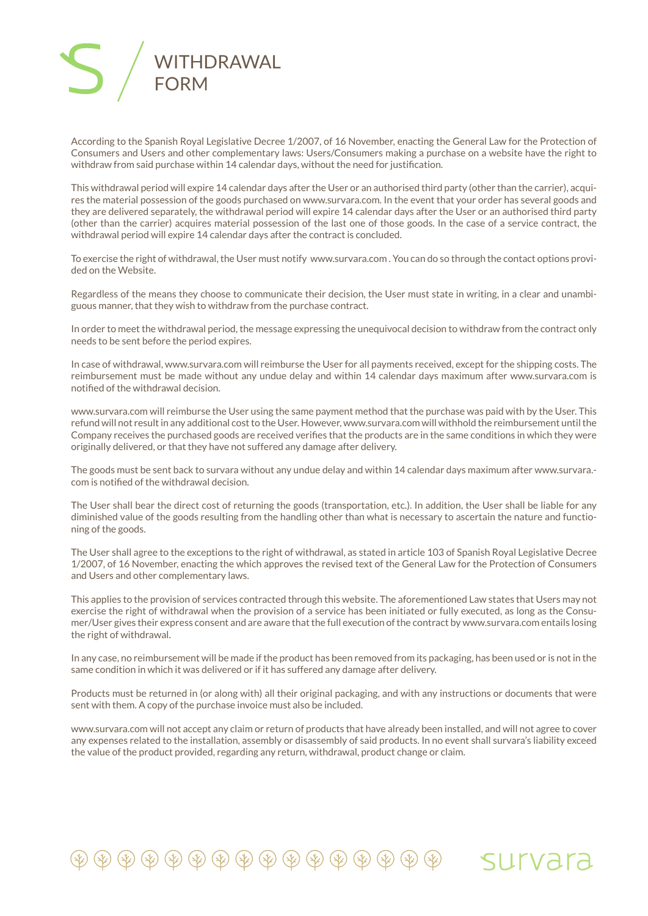# WITHDRAWAL FORM

According to the Spanish Royal Legislative Decree 1/2007, of 16 November, enacting the General Law for the Protection of Consumers and Users and other complementary laws: Users/Consumers making a purchase on a website have the right to withdraw from said purchase within 14 calendar days, without the need for justification.

This withdrawal period will expire 14 calendar days after the User or an authorised third party (other than the carrier), acquires the material possession of the goods purchased on www.survara.com. In the event that your order has several goods and they are delivered separately, the withdrawal period will expire 14 calendar days after the User or an authorised third party (other than the carrier) acquires material possession of the last one of those goods. In the case of a service contract, the withdrawal period will expire 14 calendar days after the contract is concluded.

To exercise the right of withdrawal, the User must notify www.survara.com . You can do so through the contact options provided on the Website.

Regardless of the means they choose to communicate their decision, the User must state in writing, in a clear and unambiguous manner, that they wish to withdraw from the purchase contract.

In order to meet the withdrawal period, the message expressing the unequivocal decision to withdraw from the contract only needs to be sent before the period expires.

In case of withdrawal, www.survara.com will reimburse the User for all payments received, except for the shipping costs. The reimbursement must be made without any undue delay and within 14 calendar days maximum after www.survara.com is notified of the withdrawal decision.

www.survara.com will reimburse the User using the same payment method that the purchase was paid with by the User. This refund will not result in any additional cost to the User. However, www.survara.com will withhold the reimbursement until the Company receives the purchased goods are received verifies that the products are in the same conditions in which they were originally delivered, or that they have not suffered any damage after delivery.

The goods must be sent back to survara without any undue delay and within 14 calendar days maximum after www.survara.com is notified of the withdrawal decision.

The User shall bear the direct cost of returning the goods (transportation, etc.). In addition, the User shall be liable for any diminished value of the goods resulting from the handling other than what is necessary to ascertain the nature and functioning of the goods.

The User shall agree to the exceptions to the right of withdrawal, as stated in article 103 of Spanish Royal Legislative Decree 1/2007, of 16 November, enacting the which approves the revised text of the General Law for the Protection of Consumers and Users and other complementary laws.

This applies to the provision of services contracted through this website. The aforementioned Law states that Users may not exercise the right of withdrawal when the provision of a service has been initiated or fully executed, as long as the Consumer/User gives their express consent and are aware that the full execution of the contract by www.survara.com entails losing the right of withdrawal.

In any case, no reimbursement will be made if the product has been removed from its packaging, has been used or is not in the same condition in which it was delivered or if it has suffered any damage after delivery.

Products must be returned in (or along with) all their original packaging, and with any instructions or documents that were sent with them. A copy of the purchase invoice must also be included.

www.survara.com will not accept any claim or return of products that have already been installed, and will not agree to cover any expenses related to the installation, assembly or disassembly of said products. In no event shall survara's liability exceed the value of the product provided, regarding any return, withdrawal, product change or claim.